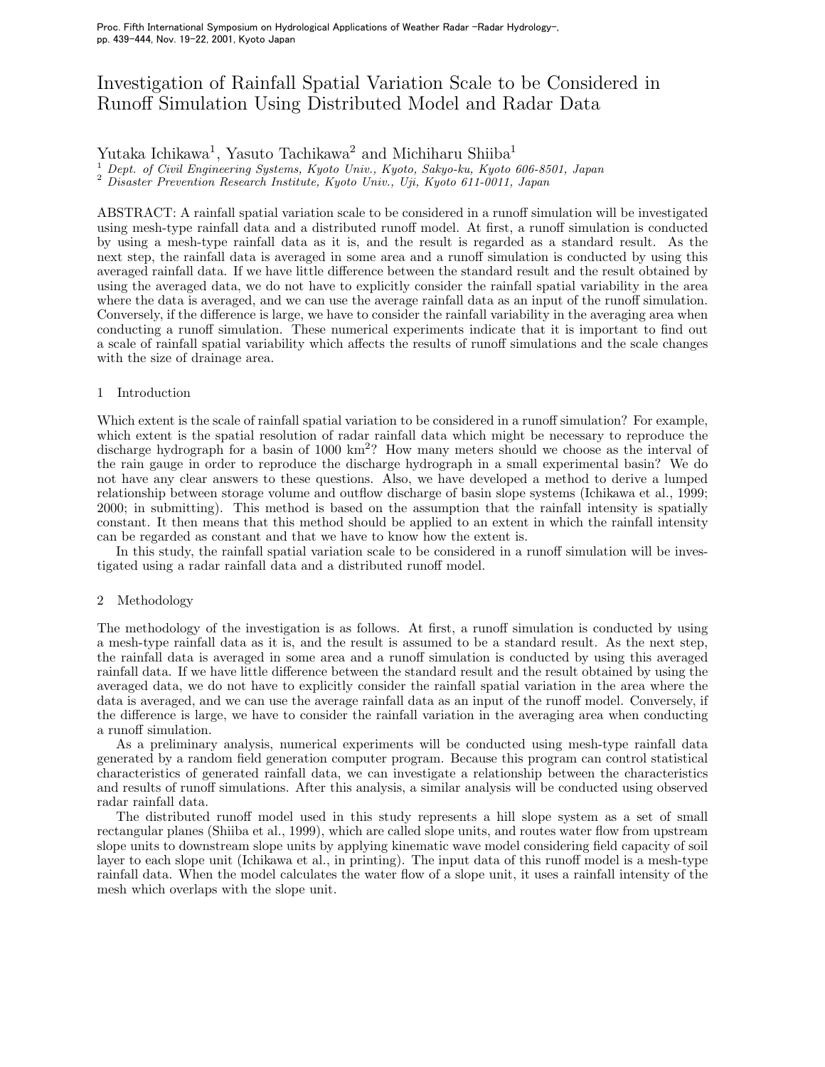# Investigation of Rainfall Spatial Variation Scale to be Considered in Runoff Simulation Using Distributed Model and Radar Data

Yutaka Ichikawa[1], Yasuto Tachikawa[2] and Michiharu Shiiba[1]

[1] *Dept. of Civil Engineering Systems, Kyoto Univ., Kyoto, Sakyo-ku, Kyoto 606-8501, Japan*
[2] *Disaster Prevention Research Institute, Kyoto Univ., Uji, Kyoto 611-0011, Japan*

ABSTRACT: A rainfall spatial variation scale to be considered in a runoff simulation will be investigated using mesh-type rainfall data and a distributed runoff model. At first, a runoff simulation is conducted by using a mesh-type rainfall data as it is, and the result is regarded as a standard result. As the next step, the rainfall data is averaged in some area and a runoff simulation is conducted by using this averaged rainfall data. If we have little difference between the standard result and the result obtained by using the averaged data, we do not have to explicitly consider the rainfall spatial variability in the area where the data is averaged, and we can use the average rainfall data as an input of the runoff simulation. Conversely, if the difference is large, we have to consider the rainfall variability in the averaging area when conducting a runoff simulation. These numerical experiments indicate that it is important to find out a scale of rainfall spatial variability which affects the results of runoff simulations and the scale changes with the size of drainage area.

## 1 Introduction

Which extent is the scale of rainfall spatial variation to be considered in a runoff simulation? For example, which extent is the spatial resolution of radar rainfall data which might be necessary to reproduce the discharge hydrograph for a basin of 1000 km$^2$? How many meters should we choose as the interval of the rain gauge in order to reproduce the discharge hydrograph in a small experimental basin? We do not have any clear answers to these questions. Also, we have developed a method to derive a lumped relationship between storage volume and outflow discharge of basin slope systems (Ichikawa et al., 1999; 2000; in submitting). This method is based on the assumption that the rainfall intensity is spatially constant. It then means that this method should be applied to an extent in which the rainfall intensity can be regarded as constant and that we have to know how the extent is.

In this study, the rainfall spatial variation scale to be considered in a runoff simulation will be investigated using a radar rainfall data and a distributed runoff model.

## 2 Methodology

The methodology of the investigation is as follows. At first, a runoff simulation is conducted by using a mesh-type rainfall data as it is, and the result is assumed to be a standard result. As the next step, the rainfall data is averaged in some area and a runoff simulation is conducted by using this averaged rainfall data. If we have little difference between the standard result and the result obtained by using the averaged data, we do not have to explicitly consider the rainfall spatial variation in the area where the data is averaged, and we can use the average rainfall data as an input of the runoff model. Conversely, if the difference is large, we have to consider the rainfall variation in the averaging area when conducting a runoff simulation.

As a preliminary analysis, numerical experiments will be conducted using mesh-type rainfall data generated by a random field generation computer program. Because this program can control statistical characteristics of generated rainfall data, we can investigate a relationship between the characteristics and results of runoff simulations. After this analysis, a similar analysis will be conducted using observed radar rainfall data.

The distributed runoff model used in this study represents a hill slope system as a set of small rectangular planes (Shiiba et al., 1999), which are called slope units, and routes water flow from upstream slope units to downstream slope units by applying kinematic wave model considering field capacity of soil layer to each slope unit (Ichikawa et al., in printing). The input data of this runoff model is a mesh-type rainfall data. When the model calculates the water flow of a slope unit, it uses a rainfall intensity of the mesh which overlaps with the slope unit.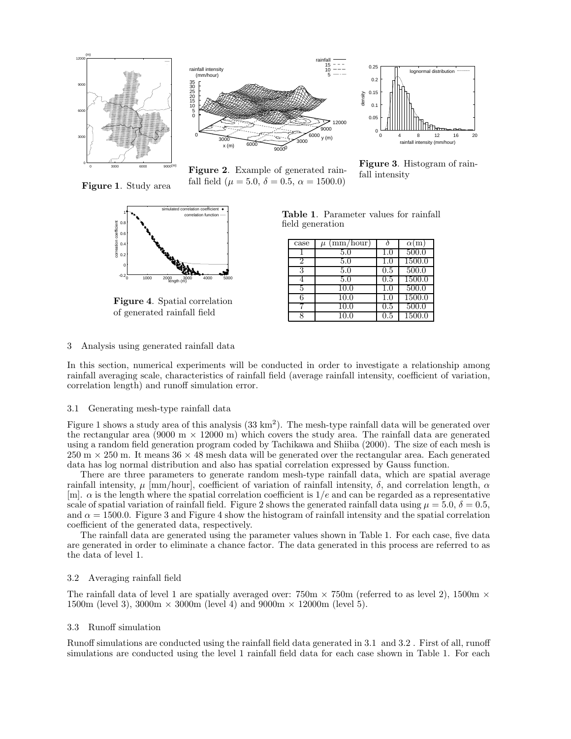Figure 1. Study area

Figure 2. Example of generated rainfall field ($\mu = 5.0$, $\delta = 0.5$, $\alpha = 1500.0$)

Figure 3. Histogram of rainfall intensity

Figure 4. Spatial correlation of generated rainfall field

**Table 1**. Parameter values for rainfall field generation

| case | $\mu$ (mm/hour) | $\delta$ | $\alpha$(m) |
|---|---|---|---|
| 1 | 5.0 | 1.0 | 500.0 |
| 2 | 5.0 | 1.0 | 1500.0 |
| 3 | 5.0 | 0.5 | 500.0 |
| 4 | 5.0 | 0.5 | 1500.0 |
| 5 | 10.0 | 1.0 | 500.0 |
| 6 | 10.0 | 1.0 | 1500.0 |
| 7 | 10.0 | 0.5 | 500.0 |
| 8 | 10.0 | 0.5 | 1500.0 |

## 3 Analysis using generated rainfall data

In this section, numerical experiments will be conducted in order to investigate a relationship among rainfall averaging scale, characteristics of rainfall field (average rainfall intensity, coefficient of variation, correlation length) and runoff simulation error.

### 3.1 Generating mesh-type rainfall data

Figure 1 shows a study area of this analysis (33 km$^2$). The mesh-type rainfall data will be generated over the rectangular area (9000 m $\times$ 12000 m) which covers the study area. The rainfall data are generated using a random field generation program coded by Tachikawa and Shiiba (2000). The size of each mesh is 250 m $\times$ 250 m. It means $36 \times 48$ mesh data will be generated over the rectangular area. Each generated data has log normal distribution and also has spatial correlation expressed by Gauss function.

There are three parameters to generate random mesh-type rainfall data, which are spatial average rainfall intensity, $\mu$ [mm/hour], coefficient of variation of rainfall intensity, $\delta$, and correlation length, $\alpha$ [m]. $\alpha$ is the length where the spatial correlation coefficient is $1/e$ and can be regarded as a representative scale of spatial variation of rainfall field. Figure 2 shows the generated rainfall data using $\mu = 5.0$, $\delta = 0.5$, and $\alpha = 1500.0$. Figure 3 and Figure 4 show the histogram of rainfall intensity and the spatial correlation coefficient of the generated data, respectively.

The rainfall data are generated using the parameter values shown in Table 1. For each case, five data are generated in order to eliminate a chance factor. The data generated in this process are referred to as the data of level 1.

### 3.2 Averaging rainfall field

The rainfall data of level 1 are spatially averaged over: 750m $\times$ 750m (referred to as level 2), 1500m $\times$ 1500m (level 3), 3000m $\times$ 3000m (level 4) and 9000m $\times$ 12000m (level 5).

### 3.3 Runoff simulation

Runoff simulations are conducted using the rainfall field data generated in 3.1 and 3.2 . First of all, runoff simulations are conducted using the level 1 rainfall field data for each case shown in Table 1. For each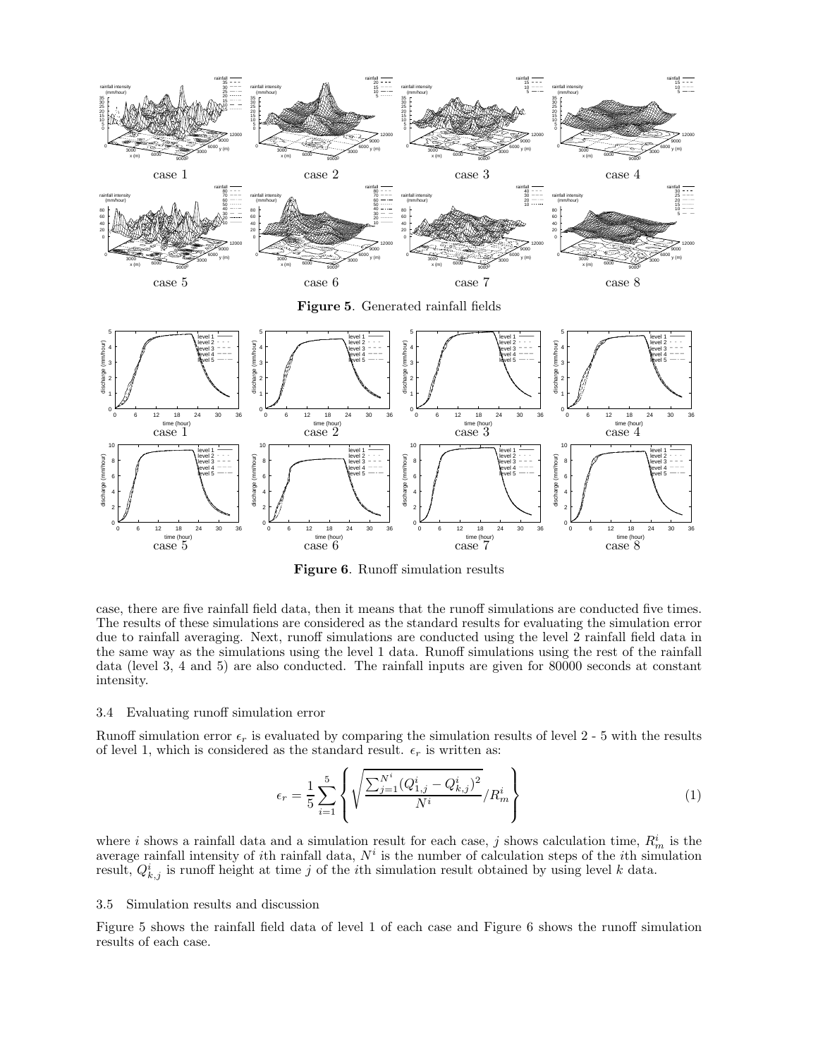**Figure 5**. Generated rainfall fields

**Figure 6**. Runoff simulation results

case, there are five rainfall field data, then it means that the runoff simulations are conducted five times. The results of these simulations are considered as the standard results for evaluating the simulation error due to rainfall averaging. Next, runoff simulations are conducted using the level 2 rainfall field data in the same way as the simulations using the level 1 data. Runoff simulations using the rest of the rainfall data (level 3, 4 and 5) are also conducted. The rainfall inputs are given for 80000 seconds at constant intensity.

### 3.4 Evaluating runoff simulation error

Runoff simulation error $\epsilon_r$ is evaluated by comparing the simulation results of level 2 - 5 with the results of level 1, which is considered as the standard result. $\epsilon_r$ is written as:

$$\epsilon_r = \frac{1}{5}\sum_{i=1}^{5}\left\{\sqrt{\frac{\sum_{j=1}^{N^i}(Q_{1,j}^i - Q_{k,j}^i)^2}{N^i}} / R_m^i\right\} \tag{1}$$

where $i$ shows a rainfall data and a simulation result for each case, $j$ shows calculation time, $R_m^i$ is the average rainfall intensity of $i$th rainfall data, $N^i$ is the number of calculation steps of the $i$th simulation result, $Q_{k,j}^i$ is runoff height at time $j$ of the $i$th simulation result obtained by using level $k$ data.

### 3.5 Simulation results and discussion

Figure 5 shows the rainfall field data of level 1 of each case and Figure 6 shows the runoff simulation results of each case.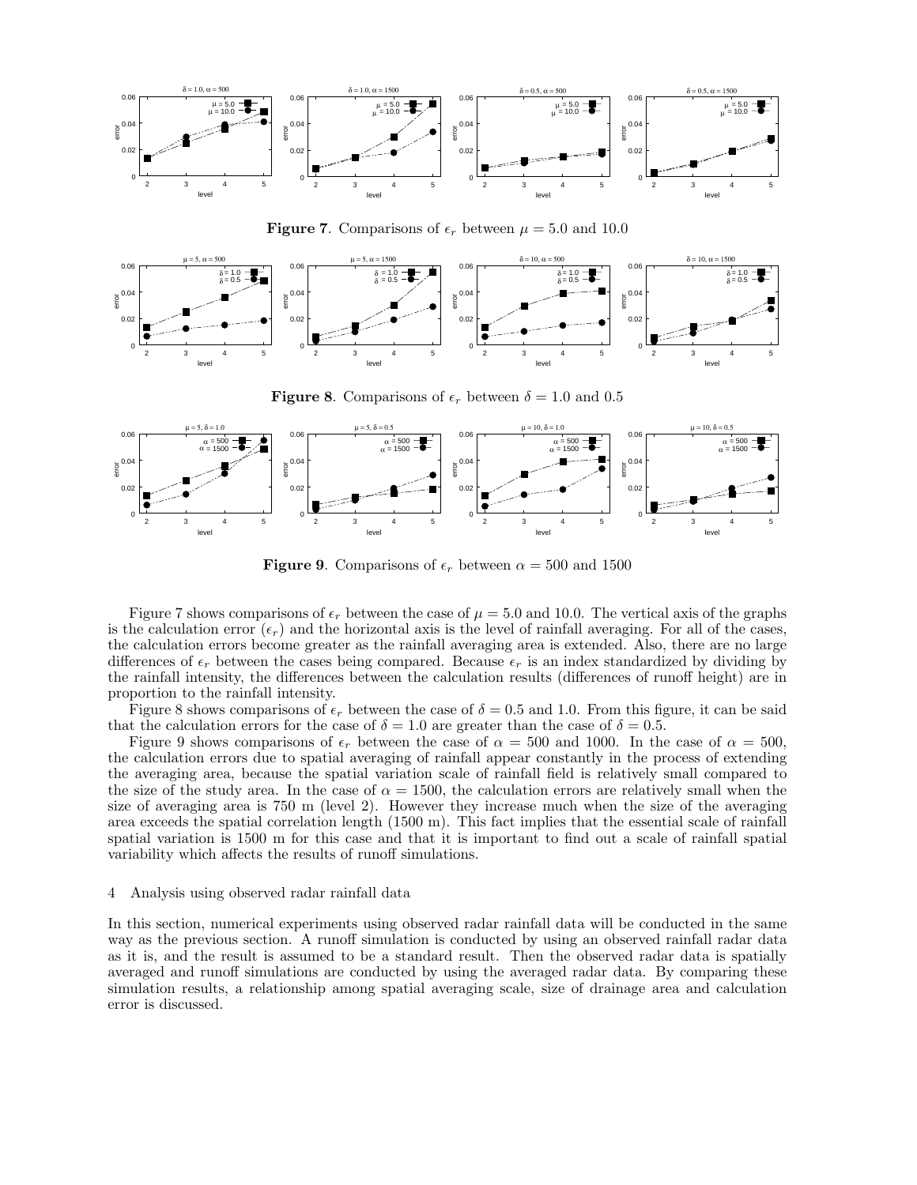**Figure 7**. Comparisons of $\epsilon_r$ between $\mu = 5.0$ and 10.0

**Figure 8**. Comparisons of $\epsilon_r$ between $\delta = 1.0$ and 0.5

**Figure 9**. Comparisons of $\epsilon_r$ between $\alpha = 500$ and 1500

Figure 7 shows comparisons of $\epsilon_r$ between the case of $\mu = 5.0$ and 10.0. The vertical axis of the graphs is the calculation error ($\epsilon_r$) and the horizontal axis is the level of rainfall averaging. For all of the cases, the calculation errors become greater as the rainfall averaging area is extended. Also, there are no large differences of $\epsilon_r$ between the cases being compared. Because $\epsilon_r$ is an index standardized by dividing by the rainfall intensity, the differences between the calculation results (differences of runoff height) are in proportion to the rainfall intensity.

Figure 8 shows comparisons of $\epsilon_r$ between the case of $\delta = 0.5$ and 1.0. From this figure, it can be said that the calculation errors for the case of $\delta = 1.0$ are greater than the case of $\delta = 0.5$.

Figure 9 shows comparisons of $\epsilon_r$ between the case of $\alpha = 500$ and 1000. In the case of $\alpha = 500$, the calculation errors due to spatial averaging of rainfall appear constantly in the process of extending the averaging area, because the spatial variation scale of rainfall field is relatively small compared to the size of the study area. In the case of $\alpha = 1500$, the calculation errors are relatively small when the size of averaging area is 750 m (level 2). However they increase much when the size of the averaging area exceeds the spatial correlation length (1500 m). This fact implies that the essential scale of rainfall spatial variation is 1500 m for this case and that it is important to find out a scale of rainfall spatial variability which affects the results of runoff simulations.

## 4 Analysis using observed radar rainfall data

In this section, numerical experiments using observed radar rainfall data will be conducted in the same way as the previous section. A runoff simulation is conducted by using an observed rainfall radar data as it is, and the result is assumed to be a standard result. Then the observed radar data is spatially averaged and runoff simulations are conducted by using the averaged radar data. By comparing these simulation results, a relationship among spatial averaging scale, size of drainage area and calculation error is discussed.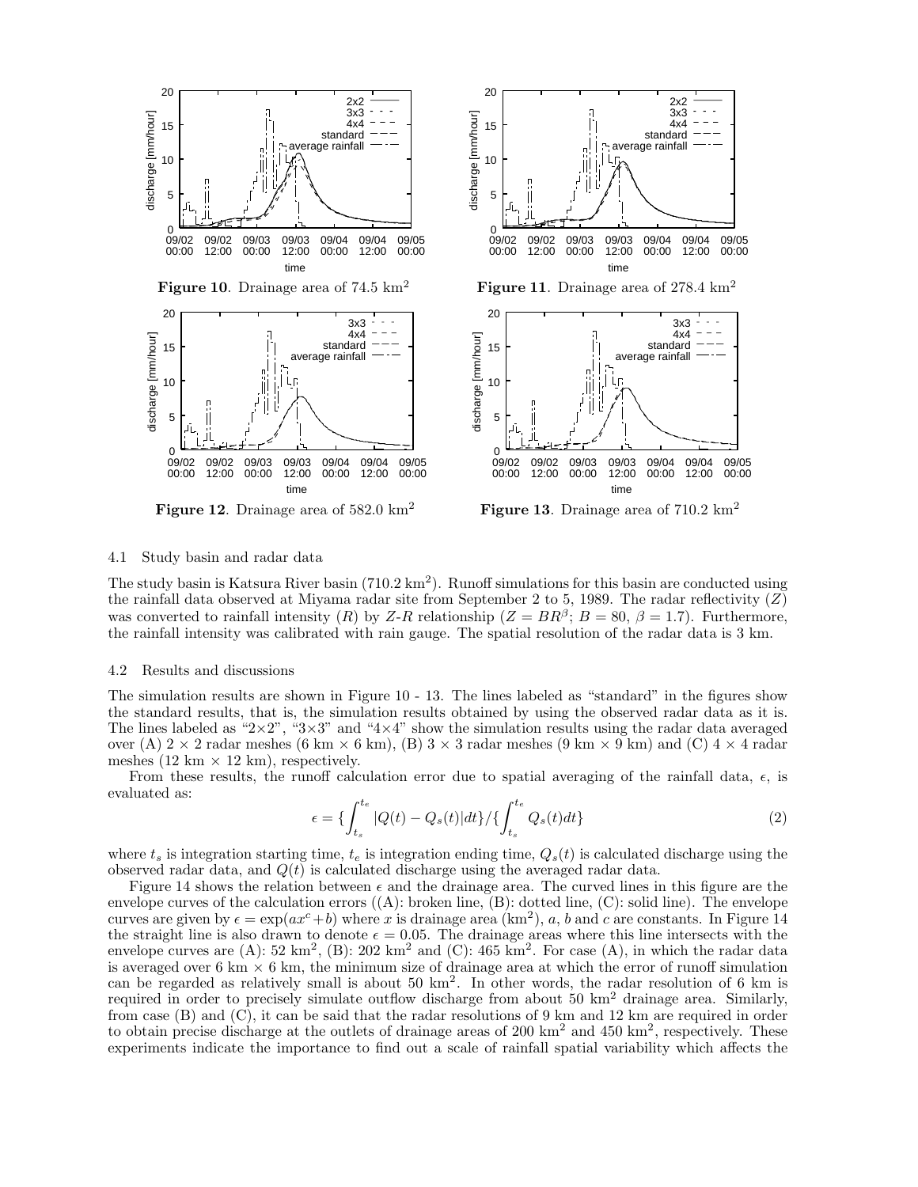Figure 10. Drainage area of 74.5 km$^2$

Figure 11. Drainage area of 278.4 km$^2$

Figure 12. Drainage area of 582.0 km$^2$

Figure 13. Drainage area of 710.2 km$^2$

### 4.1 Study basin and radar data

The study basin is Katsura River basin (710.2 km$^2$). Runoff simulations for this basin are conducted using the rainfall data observed at Miyama radar site from September 2 to 5, 1989. The radar reflectivity ($Z$) was converted to rainfall intensity ($R$) by $Z$-$R$ relationship ($Z = BR^\beta$; $B = 80$, $\beta = 1.7$). Furthermore, the rainfall intensity was calibrated with rain gauge. The spatial resolution of the radar data is 3 km.

### 4.2 Results and discussions

The simulation results are shown in Figure 10 - 13. The lines labeled as "standard" in the figures show the standard results, that is, the simulation results obtained by using the observed radar data as it is. The lines labeled as "2×2", "3×3" and "4×4" show the simulation results using the radar data averaged over (A) $2 \times 2$ radar meshes (6 km × 6 km), (B) $3 \times 3$ radar meshes (9 km × 9 km) and (C) $4 \times 4$ radar meshes (12 km × 12 km), respectively.

From these results, the runoff calculation error due to spatial averaging of the rainfall data, $\epsilon$, is evaluated as:

$$\epsilon = \{\int_{t_s}^{t_e} |Q(t) - Q_s(t)| dt\} / \{\int_{t_s}^{t_e} Q_s(t) dt\} \tag{2}$$

where $t_s$ is integration starting time, $t_e$ is integration ending time, $Q_s(t)$ is calculated discharge using the observed radar data, and $Q(t)$ is calculated discharge using the averaged radar data.

Figure 14 shows the relation between $\epsilon$ and the drainage area. The curved lines in this figure are the envelope curves of the calculation errors ((A): broken line, (B): dotted line, (C): solid line). The envelope curves are given by $\epsilon = \exp(ax^c + b)$ where $x$ is drainage area (km$^2$), $a$, $b$ and $c$ are constants. In Figure 14 the straight line is also drawn to denote $\epsilon = 0.05$. The drainage areas where this line intersects with the envelope curves are (A): 52 km$^2$, (B): 202 km$^2$ and (C): 465 km$^2$. For case (A), in which the radar data is averaged over 6 km × 6 km, the minimum size of drainage area at which the error of runoff simulation can be regarded as relatively small is about 50 km$^2$. In other words, the radar resolution of 6 km is required in order to precisely simulate outflow discharge from about 50 km$^2$ drainage area. Similarly, from case (B) and (C), it can be said that the radar resolutions of 9 km and 12 km are required in order to obtain precise discharge at the outlets of drainage areas of 200 km$^2$ and 450 km$^2$, respectively. These experiments indicate the importance to find out a scale of rainfall spatial variability which affects the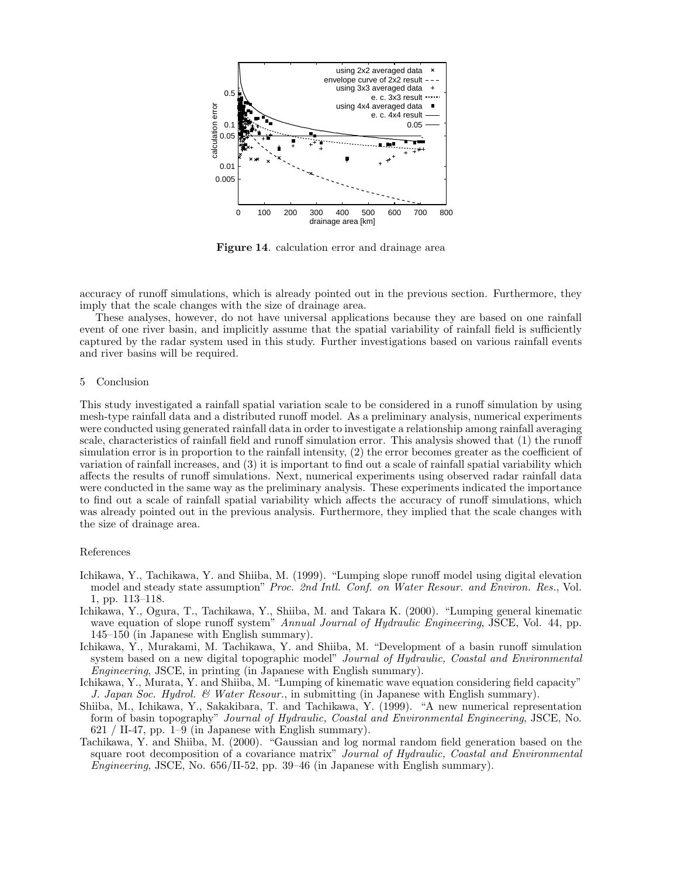using 2x2 averaged data
envelope curve of 2x2 result
using 3x3 averaged data
e. c. 3x3 result
using 4x4 averaged data
e. c. 4x4 result
0.05

calculation error

0.5
0.1
0.05
0.01
0.005

0 100 200 300 400 500 600 700 800

drainage area [km]

**Figure 14**. calculation error and drainage area

accuracy of runoff simulations, which is already pointed out in the previous section. Furthermore, they imply that the scale changes with the size of drainage area.

These analyses, however, do not have universal applications because they are based on one rainfall event of one river basin, and implicitly assume that the spatial variability of rainfall field is sufficiently captured by the radar system used in this study. Further investigations based on various rainfall events and river basins will be required.

## 5 Conclusion

This study investigated a rainfall spatial variation scale to be considered in a runoff simulation by using mesh-type rainfall data and a distributed runoff model. As a preliminary analysis, numerical experiments were conducted using generated rainfall data in order to investigate a relationship among rainfall averaging scale, characteristics of rainfall field and runoff simulation error. This analysis showed that (1) the runoff simulation error is in proportion to the rainfall intensity, (2) the error becomes greater as the coefficient of variation of rainfall increases, and (3) it is important to find out a scale of rainfall spatial variability which affects the results of runoff simulations. Next, numerical experiments using observed radar rainfall data were conducted in the same way as the preliminary analysis. These experiments indicated the importance to find out a scale of rainfall spatial variability which affects the accuracy of runoff simulations, which was already pointed out in the previous analysis. Furthermore, they implied that the scale changes with the size of drainage area.

## References

- Ichikawa, Y., Tachikawa, Y. and Shiiba, M. (1999). "Lumping slope runoff model using digital elevation model and steady state assumption" *Proc. 2nd Intl. Conf. on Water Resour. and Environ. Res.*, Vol. 1, pp. 113–118.
- Ichikawa, Y., Ogura, T., Tachikawa, Y., Shiiba, M. and Takara K. (2000). "Lumping general kinematic wave equation of slope runoff system" *Annual Journal of Hydraulic Engineering*, JSCE, Vol. 44, pp. 145–150 (in Japanese with English summary).
- Ichikawa, Y., Murakami, M. Tachikawa, Y. and Shiiba, M. "Development of a basin runoff simulation system based on a new digital topographic model" *Journal of Hydraulic, Coastal and Environmental Engineering*, JSCE, in printing (in Japanese with English summary).
- Ichikawa, Y., Murata, Y. and Shiiba, M. "Lumping of kinematic wave equation considering field capacity" *J. Japan Soc. Hydrol. & Water Resour.*, in submitting (in Japanese with English summary).
- Shiiba, M., Ichikawa, Y., Sakakibara, T. and Tachikawa, Y. (1999). "A new numerical representation form of basin topography" *Journal of Hydraulic, Coastal and Environmental Engineering*, JSCE, No. 621 / II-47, pp. 1–9 (in Japanese with English summary).
- Tachikawa, Y. and Shiiba, M. (2000). "Gaussian and log normal random field generation based on the square root decomposition of a covariance matrix" *Journal of Hydraulic, Coastal and Environmental Engineering*, JSCE, No. 656/II-52, pp. 39–46 (in Japanese with English summary).